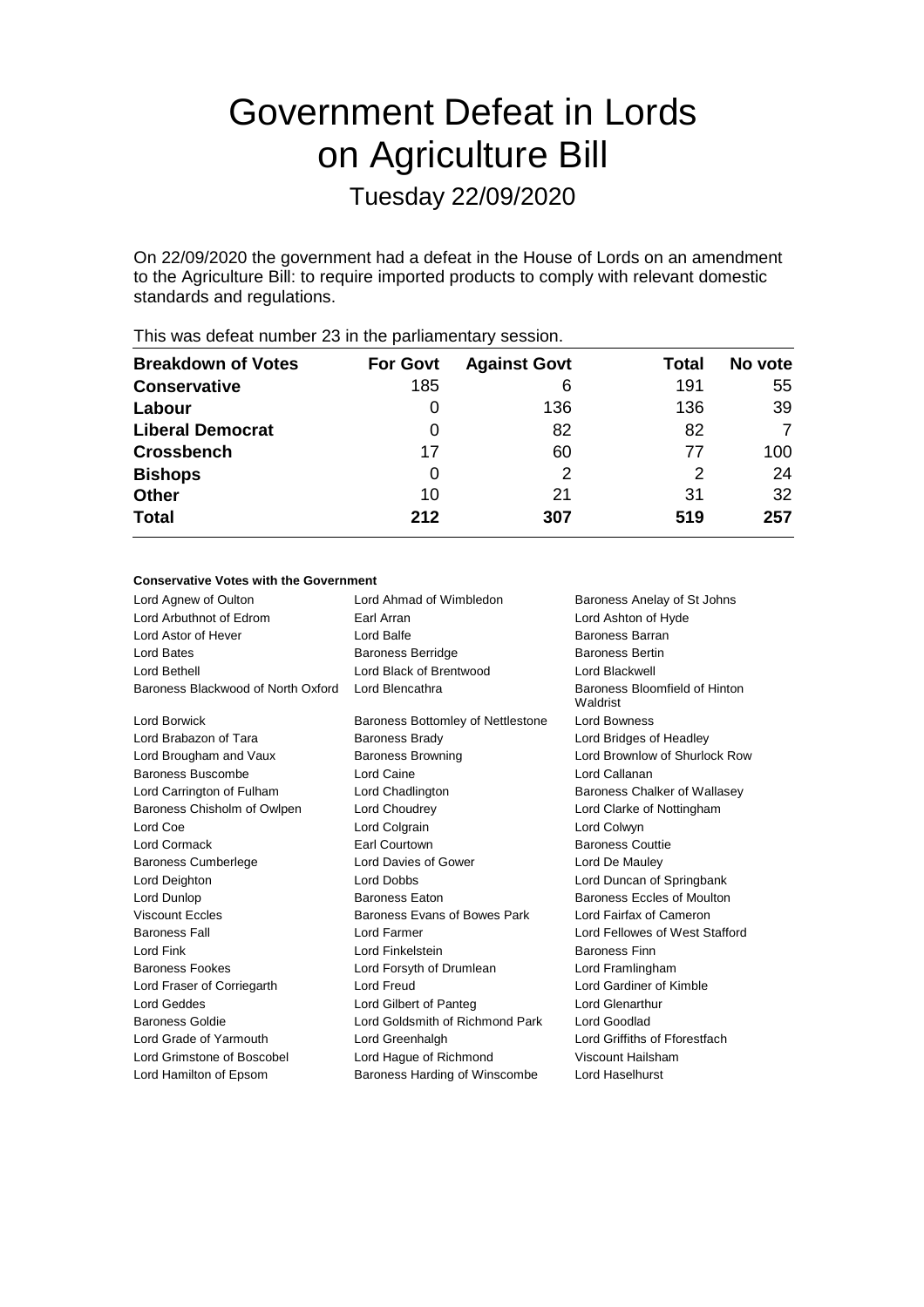# Government Defeat in Lords on Agriculture Bill

Tuesday 22/09/2020

On 22/09/2020 the government had a defeat in the House of Lords on an amendment to the Agriculture Bill: to require imported products to comply with relevant domestic standards and regulations.

This was defeat number 23 in the parliamentary session.

| Breakdown of Votes | For Govt | Against Govt | Total | No vote |
|---|---|---|---|---|
| **Conservative** | 185 | 6 | 191 | 55 |
| **Labour** | 0 | 136 | 136 | 39 |
| **Liberal Democrat** | 0 | 82 | 82 | 7 |
| **Crossbench** | 17 | 60 | 77 | 100 |
| **Bishops** | 0 | 2 | 2 | 24 |
| **Other** | 10 | 21 | 31 | 32 |
| **Total** | 212 | 307 | 519 | 257 |

**Conservative Votes with the Government**

| | | |
|---|---|---|
| Lord Agnew of Oulton | Lord Ahmad of Wimbledon | Baroness Anelay of St Johns |
| Lord Arbuthnot of Edrom | Earl Arran | Lord Ashton of Hyde |
| Lord Astor of Hever | Lord Balfe | Baroness Barran |
| Lord Bates | Baroness Berridge | Baroness Bertin |
| Lord Bethell | Lord Black of Brentwood | Lord Blackwell |
| Baroness Blackwood of North Oxford | Lord Blencathra | Baroness Bloomfield of Hinton Waldrist |
| Lord Borwick | Baroness Bottomley of Nettlestone | Lord Bowness |
| Lord Brabazon of Tara | Baroness Brady | Lord Bridges of Headley |
| Lord Brougham and Vaux | Baroness Browning | Lord Brownlow of Shurlock Row |
| Baroness Buscombe | Lord Caine | Lord Callanan |
| Lord Carrington of Fulham | Lord Chadlington | Baroness Chalker of Wallasey |
| Baroness Chisholm of Owlpen | Lord Choudrey | Lord Clarke of Nottingham |
| Lord Coe | Lord Colgrain | Lord Colwyn |
| Lord Cormack | Earl Courtown | Baroness Couttie |
| Baroness Cumberlege | Lord Davies of Gower | Lord De Mauley |
| Lord Deighton | Lord Dobbs | Lord Duncan of Springbank |
| Lord Dunlop | Baroness Eaton | Baroness Eccles of Moulton |
| Viscount Eccles | Baroness Evans of Bowes Park | Lord Fairfax of Cameron |
| Baroness Fall | Lord Farmer | Lord Fellowes of West Stafford |
| Lord Fink | Lord Finkelstein | Baroness Finn |
| Baroness Fookes | Lord Forsyth of Drumlean | Lord Framlingham |
| Lord Fraser of Corriegarth | Lord Freud | Lord Gardiner of Kimble |
| Lord Geddes | Lord Gilbert of Panteg | Lord Glenarthur |
| Baroness Goldie | Lord Goldsmith of Richmond Park | Lord Goodlad |
| Lord Grade of Yarmouth | Lord Greenhalgh | Lord Griffiths of Fforestfach |
| Lord Grimstone of Boscobel | Lord Hague of Richmond | Viscount Hailsham |
| Lord Hamilton of Epsom | Baroness Harding of Winscombe | Lord Haselhurst |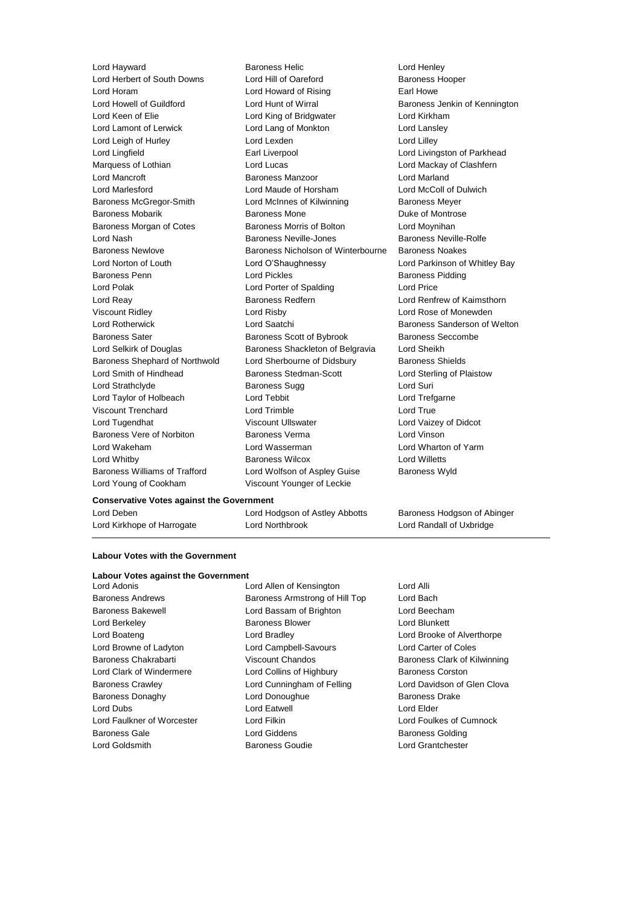Lord Hayward
Baroness Helic
Lord Henley
Lord Herbert of South Downs
Lord Hill of Oareford
Baroness Hooper
Lord Horam
Lord Howard of Rising
Earl Howe
Lord Howell of Guildford
Lord Hunt of Wirral
Baroness Jenkin of Kennington
Lord Keen of Elie
Lord King of Bridgwater
Lord Kirkham
Lord Lamont of Lerwick
Lord Lang of Monkton
Lord Lansley
Lord Leigh of Hurley
Lord Lexden
Lord Lilley
Lord Lingfield
Earl Liverpool
Lord Livingston of Parkhead
Marquess of Lothian
Lord Lucas
Lord Mackay of Clashfern
Lord Mancroft
Baroness Manzoor
Lord Marland
Lord Marlesford
Lord Maude of Horsham
Lord McColl of Dulwich
Baroness McGregor-Smith
Lord McInnes of Kilwinning
Baroness Meyer
Baroness Mobarik
Baroness Mone
Duke of Montrose
Baroness Morgan of Cotes
Baroness Morris of Bolton
Lord Moynihan
Lord Nash
Baroness Neville-Jones
Baroness Neville-Rolfe
Baroness Newlove
Baroness Nicholson of Winterbourne
Baroness Noakes
Lord Norton of Louth
Lord O'Shaughnessy
Lord Parkinson of Whitley Bay
Baroness Penn
Lord Pickles
Baroness Pidding
Lord Polak
Lord Porter of Spalding
Lord Price
Lord Reay
Baroness Redfern
Lord Renfrew of Kaimsthorn
Viscount Ridley
Lord Risby
Lord Rose of Monewden
Lord Rotherwick
Lord Saatchi
Baroness Sanderson of Welton
Baroness Sater
Baroness Scott of Bybrook
Baroness Seccombe
Lord Selkirk of Douglas
Baroness Shackleton of Belgravia
Lord Sheikh
Baroness Shephard of Northwold
Lord Sherbourne of Didsbury
Baroness Shields
Lord Smith of Hindhead
Baroness Stedman-Scott
Lord Sterling of Plaistow
Lord Strathclyde
Baroness Sugg
Lord Suri
Lord Taylor of Holbeach
Lord Tebbit
Lord Trefgarne
Viscount Trenchard
Lord Trimble
Lord True
Lord Tugendhat
Viscount Ullswater
Lord Vaizey of Didcot
Baroness Vere of Norbiton
Baroness Verma
Lord Vinson
Lord Wakeham
Lord Wasserman
Lord Wharton of Yarm
Lord Whitby
Baroness Wilcox
Lord Willetts
Baroness Williams of Trafford
Lord Wolfson of Aspley Guise
Baroness Wyld
Lord Young of Cookham
Viscount Younger of Leckie

**Conservative Votes against the Government**

Lord Deben
Lord Hodgson of Astley Abbotts
Baroness Hodgson of Abinger
Lord Kirkhope of Harrogate
Lord Northbrook
Lord Randall of Uxbridge

**Labour Votes with the Government**

**Labour Votes against the Government**

Lord Adonis
Lord Allen of Kensington
Lord Alli
Baroness Andrews
Baroness Armstrong of Hill Top
Lord Bach
Baroness Bakewell
Lord Bassam of Brighton
Lord Beecham
Lord Berkeley
Baroness Blower
Lord Blunkett
Lord Boateng
Lord Bradley
Lord Brooke of Alverthorpe
Lord Browne of Ladyton
Lord Campbell-Savours
Lord Carter of Coles
Baroness Chakrabarti
Viscount Chandos
Baroness Clark of Kilwinning
Lord Clark of Windermere
Lord Collins of Highbury
Baroness Corston
Baroness Crawley
Lord Cunningham of Felling
Lord Davidson of Glen Clova
Baroness Donaghy
Lord Donoughue
Baroness Drake
Lord Dubs
Lord Eatwell
Lord Elder
Lord Faulkner of Worcester
Lord Filkin
Lord Foulkes of Cumnock
Baroness Gale
Lord Giddens
Baroness Golding
Lord Goldsmith
Baroness Goudie
Lord Grantchester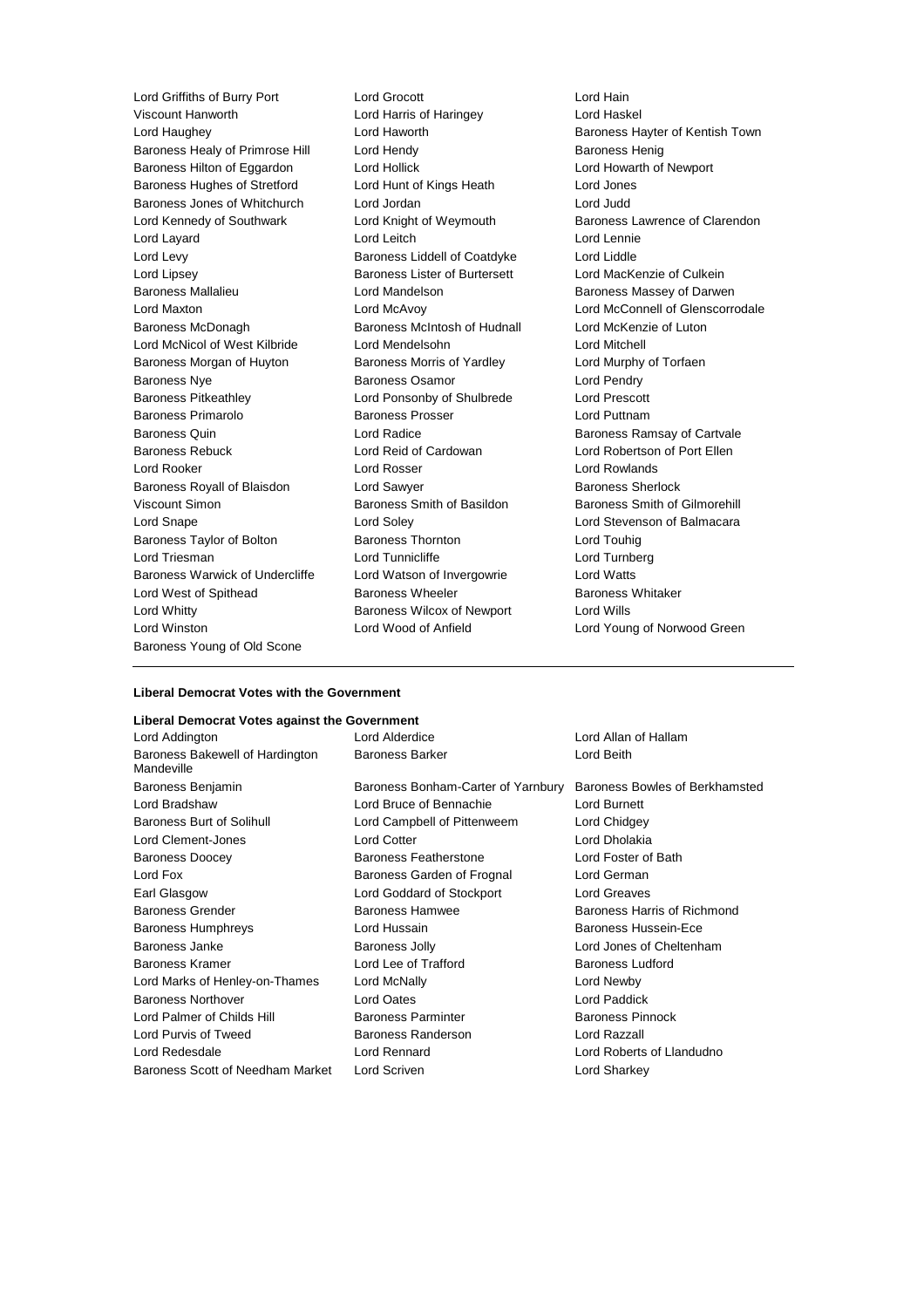Lord Griffiths of Burry Port Lord Grocott Lord Hain
Viscount Hanworth Lord Harris of Haringey Lord Haskel
Lord Haughey Lord Haworth Baroness Hayter of Kentish Town
Baroness Healy of Primrose Hill Lord Hendy Baroness Henig
Baroness Hilton of Eggardon Lord Hollick Lord Howarth of Newport
Baroness Hughes of Stretford Lord Hunt of Kings Heath Lord Jones
Baroness Jones of Whitchurch Lord Jordan Lord Judd
Lord Kennedy of Southwark Lord Knight of Weymouth Baroness Lawrence of Clarendon
Lord Layard Lord Leitch Lord Lennie
Lord Levy Baroness Liddell of Coatdyke Lord Liddle
Lord Lipsey Baroness Lister of Burtersett Lord MacKenzie of Culkein
Baroness Mallalieu Lord Mandelson Baroness Massey of Darwen
Lord Maxton Lord McAvoy Lord McConnell of Glenscorrodale
Baroness McDonagh Baroness McIntosh of Hudnall Lord McKenzie of Luton
Lord McNicol of West Kilbride Lord Mendelsohn Lord Mitchell
Baroness Morgan of Huyton Baroness Morris of Yardley Lord Murphy of Torfaen
Baroness Nye Baroness Osamor Lord Pendry
Baroness Pitkeathley Lord Ponsonby of Shulbrede Lord Prescott
Baroness Primarolo Baroness Prosser Lord Puttnam
Baroness Quin Lord Radice Baroness Ramsay of Cartvale
Baroness Rebuck Lord Reid of Cardowan Lord Robertson of Port Ellen
Lord Rooker Lord Rosser Lord Rowlands
Baroness Royall of Blaisdon Lord Sawyer Baroness Sherlock
Viscount Simon Baroness Smith of Basildon Baroness Smith of Gilmorehill
Lord Snape Lord Soley Lord Stevenson of Balmacara
Baroness Taylor of Bolton Baroness Thornton Lord Touhig
Lord Triesman Lord Tunnicliffe Lord Turnberg
Baroness Warwick of Undercliffe Lord Watson of Invergowrie Lord Watts
Lord West of Spithead Baroness Wheeler Baroness Whitaker
Lord Whitty Baroness Wilcox of Newport Lord Wills
Lord Winston Lord Wood of Anfield Lord Young of Norwood Green
Baroness Young of Old Scone

---

**Liberal Democrat Votes with the Government**

**Liberal Democrat Votes against the Government**

Lord Addington Lord Alderdice Lord Allan of Hallam
Baroness Bakewell of Hardington Mandeville Baroness Barker Lord Beith
Baroness Benjamin Baroness Bonham-Carter of Yarnbury Baroness Bowles of Berkhamsted
Lord Bradshaw Lord Bruce of Bennachie Lord Burnett
Baroness Burt of Solihull Lord Campbell of Pittenweem Lord Chidgey
Lord Clement-Jones Lord Cotter Lord Dholakia
Baroness Doocey Baroness Featherstone Lord Foster of Bath
Lord Fox Baroness Garden of Frognal Lord German
Earl Glasgow Lord Goddard of Stockport Lord Greaves
Baroness Grender Baroness Hamwee Baroness Harris of Richmond
Baroness Humphreys Lord Hussain Baroness Hussein-Ece
Baroness Janke Baroness Jolly Lord Jones of Cheltenham
Baroness Kramer Lord Lee of Trafford Baroness Ludford
Lord Marks of Henley-on-Thames Lord McNally Lord Newby
Baroness Northover Lord Oates Lord Paddick
Lord Palmer of Childs Hill Baroness Parminter Baroness Pinnock
Lord Purvis of Tweed Baroness Randerson Lord Razzall
Lord Redesdale Lord Rennard Lord Roberts of Llandudno
Baroness Scott of Needham Market Lord Scriven Lord Sharkey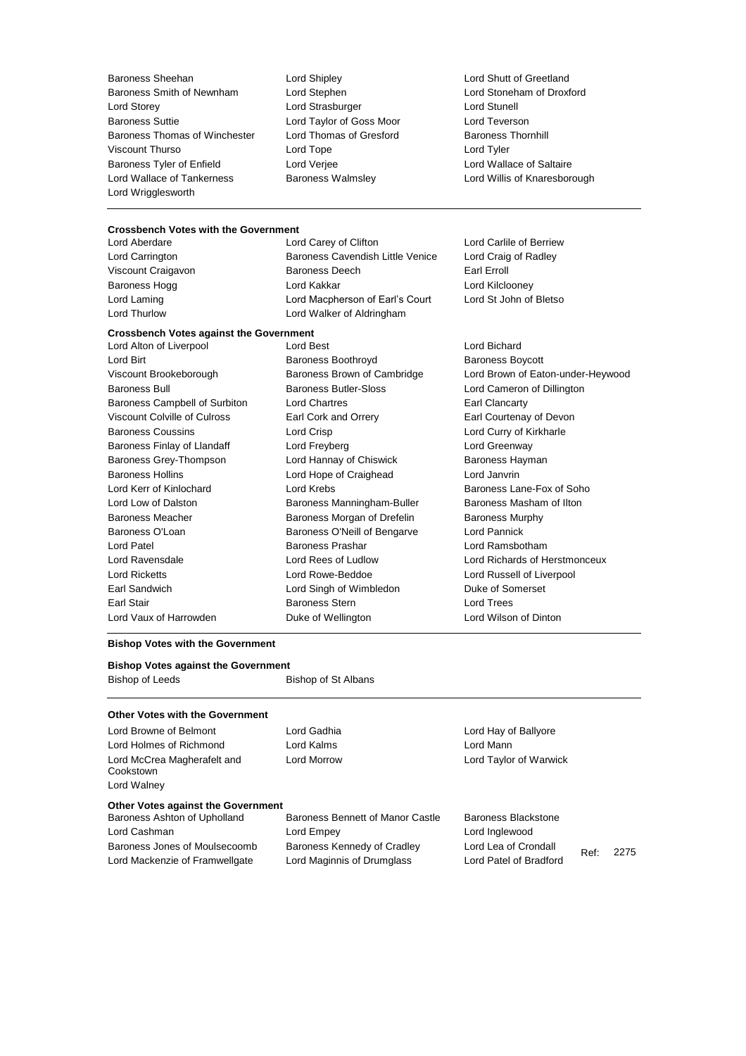Baroness Sheehan
Lord Shipley
Lord Shutt of Greetland
Baroness Smith of Newnham
Lord Stephen
Lord Stoneham of Droxford
Lord Storey
Lord Strasburger
Lord Stunell
Baroness Suttie
Lord Taylor of Goss Moor
Lord Teverson
Baroness Thomas of Winchester
Lord Thomas of Gresford
Baroness Thornhill
Viscount Thurso
Lord Tope
Lord Tyler
Baroness Tyler of Enfield
Lord Verjee
Lord Wallace of Saltaire
Lord Wallace of Tankerness
Baroness Walmsley
Lord Willis of Knaresborough
Lord Wrigglesworth

---

**Crossbench Votes with the Government**

Lord Aberdare
Lord Carey of Clifton
Lord Carlile of Berriew
Lord Carrington
Baroness Cavendish Little Venice
Lord Craig of Radley
Viscount Craigavon
Baroness Deech
Earl Erroll
Baroness Hogg
Lord Kakkar
Lord Kilclooney
Lord Laming
Lord Macpherson of Earl's Court
Lord St John of Bletso
Lord Thurlow
Lord Walker of Aldringham

**Crossbench Votes against the Government**

Lord Alton of Liverpool
Lord Best
Lord Bichard
Lord Birt
Baroness Boothroyd
Baroness Boycott
Viscount Brookeborough
Baroness Brown of Cambridge
Lord Brown of Eaton-under-Heywood
Baroness Bull
Baroness Butler-Sloss
Lord Cameron of Dillington
Baroness Campbell of Surbiton
Lord Chartres
Earl Clancarty
Viscount Colville of Culross
Earl Cork and Orrery
Earl Courtenay of Devon
Baroness Coussins
Lord Crisp
Lord Curry of Kirkharle
Baroness Finlay of Llandaff
Lord Freyberg
Lord Greenway
Baroness Grey-Thompson
Lord Hannay of Chiswick
Baroness Hayman
Baroness Hollins
Lord Hope of Craighead
Lord Janvrin
Lord Kerr of Kinlochard
Lord Krebs
Baroness Lane-Fox of Soho
Lord Low of Dalston
Baroness Manningham-Buller
Baroness Masham of Ilton
Baroness Meacher
Baroness Morgan of Drefelin
Baroness Murphy
Baroness O'Loan
Baroness O'Neill of Bengarve
Lord Pannick
Lord Patel
Baroness Prashar
Lord Ramsbotham
Lord Ravensdale
Lord Rees of Ludlow
Lord Richards of Herstmonceux
Lord Ricketts
Lord Rowe-Beddoe
Lord Russell of Liverpool
Earl Sandwich
Lord Singh of Wimbledon
Duke of Somerset
Earl Stair
Baroness Stern
Lord Trees
Lord Vaux of Harrowden
Duke of Wellington
Lord Wilson of Dinton

---

**Bishop Votes with the Government**

**Bishop Votes against the Government**

Bishop of Leeds
Bishop of St Albans

---

**Other Votes with the Government**

Lord Browne of Belmont
Lord Gadhia
Lord Hay of Ballyore
Lord Holmes of Richmond
Lord Kalms
Lord Mann
Lord McCrea Magherafelt and Cookstown
Lord Morrow
Lord Taylor of Warwick
Lord Walney

**Other Votes against the Government**

Baroness Ashton of Upholland
Baroness Bennett of Manor Castle
Baroness Blackstone
Lord Cashman
Lord Empey
Lord Inglewood
Baroness Jones of Moulsecoomb
Baroness Kennedy of Cradley
Lord Lea of Crondall
Lord Mackenzie of Framwellgate
Lord Maginnis of Drumglass
Lord Patel of Bradford

Ref: 2275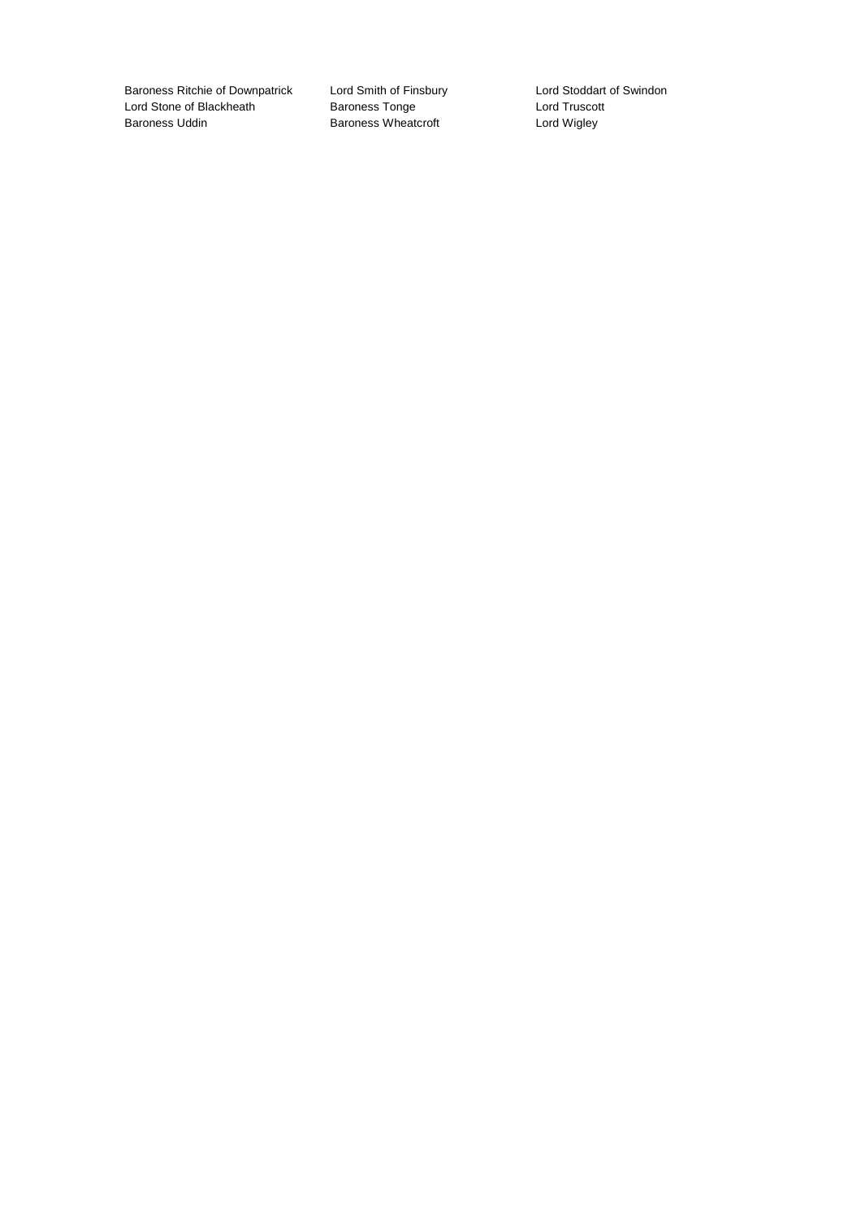| | | |
|---|---|---|
| Baroness Ritchie of Downpatrick | Lord Smith of Finsbury | Lord Stoddart of Swindon |
| Lord Stone of Blackheath | Baroness Tonge | Lord Truscott |
| Baroness Uddin | Baroness Wheatcroft | Lord Wigley |